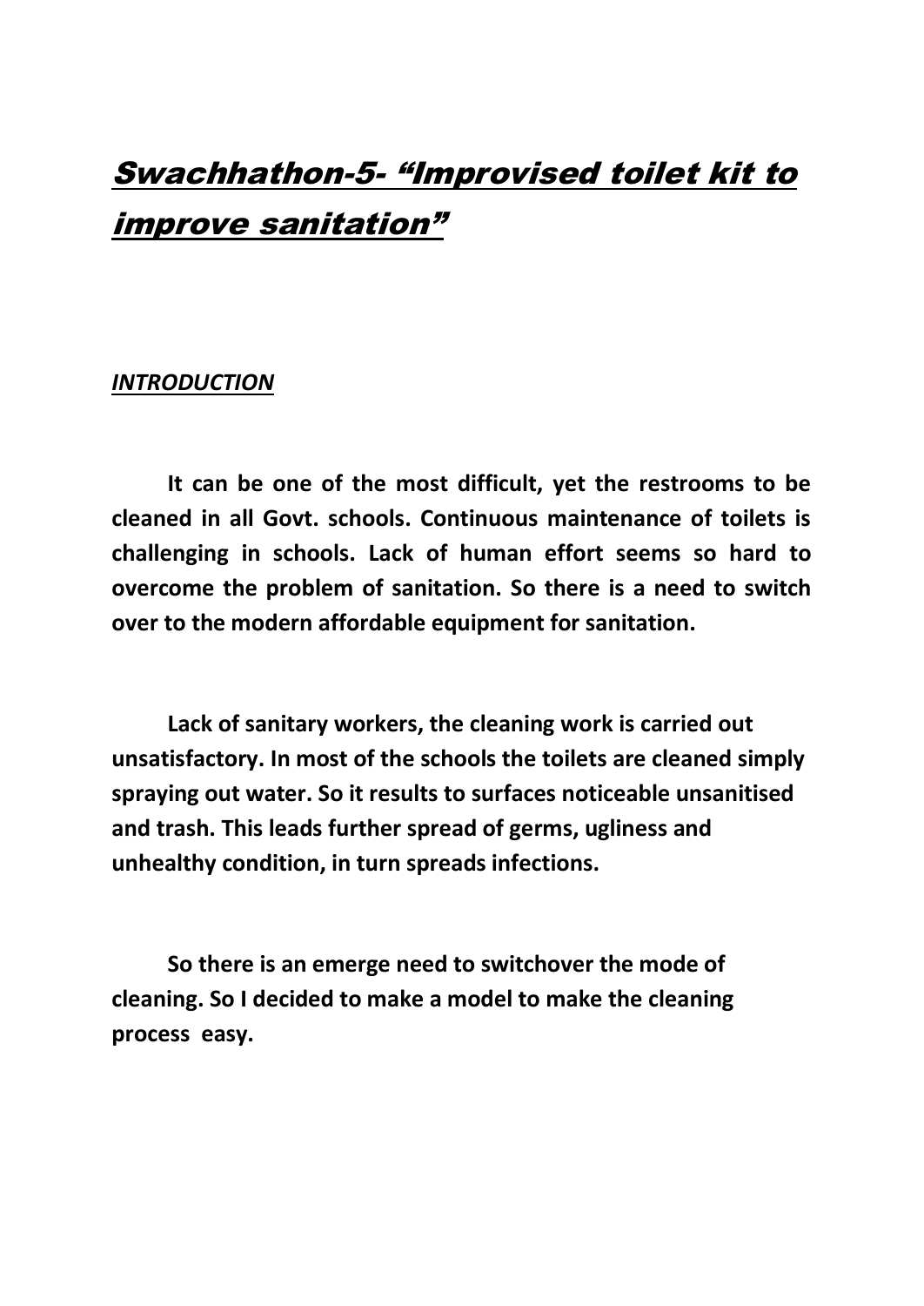# *Swachhathon-5- "Improvised toilet kit to improve sanitation"*

***INTRODUCTION***

**It can be one of the most difficult, yet the restrooms to be cleaned in all Govt. schools. Continuous maintenance of toilets is challenging in schools. Lack of human effort seems so hard to overcome the problem of sanitation. So there is a need to switch over to the modern affordable equipment for sanitation.**

**Lack of sanitary workers, the cleaning work is carried out unsatisfactory. In most of the schools the toilets are cleaned simply spraying out water. So it results to surfaces noticeable unsanitised and trash. This leads further spread of germs, ugliness and unhealthy condition, in turn spreads infections.**

**So there is an emerge need to switchover the mode of cleaning. So I decided to make a model to make the cleaning process easy.**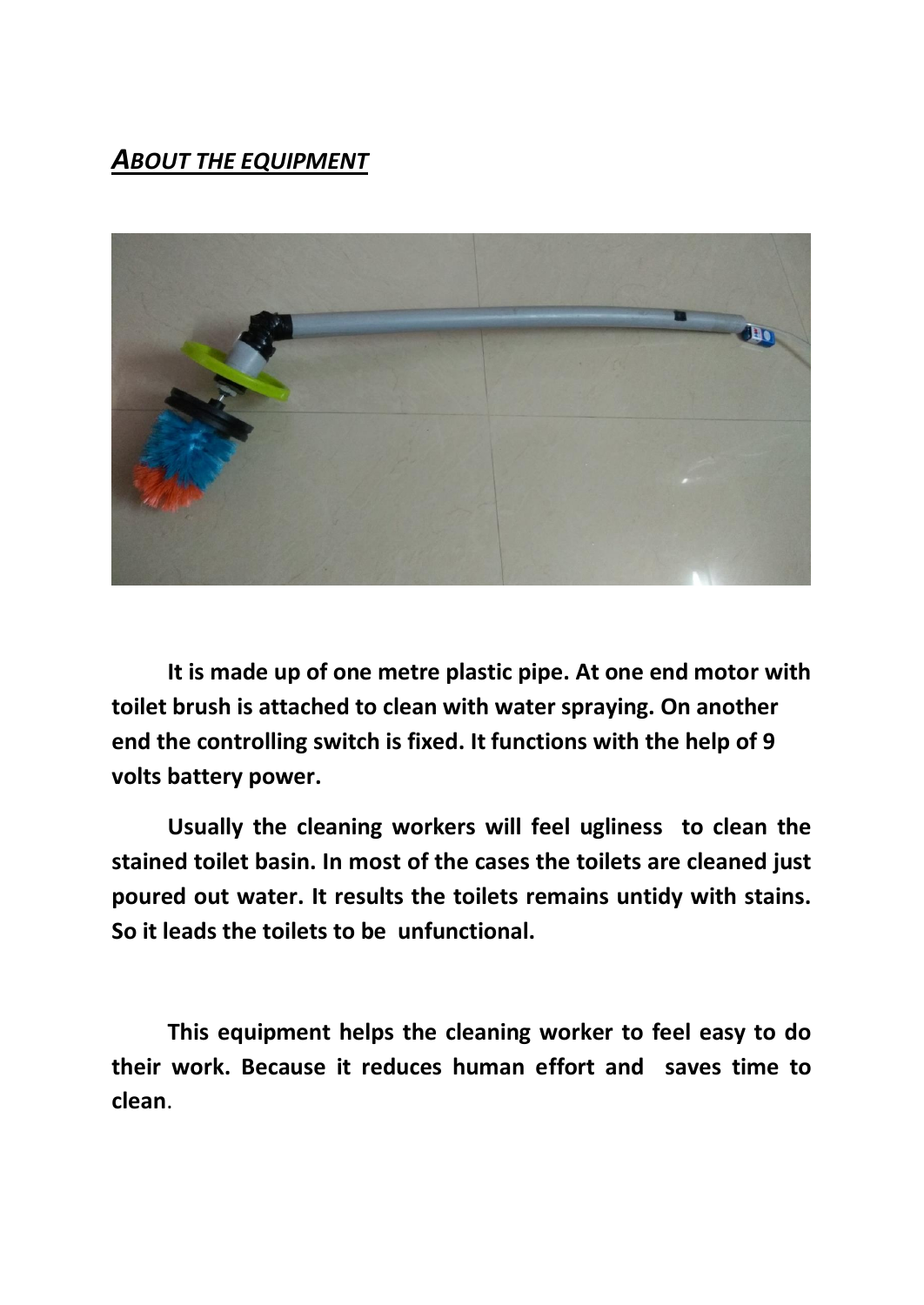## ***ABOUT THE EQUIPMENT***

**It is made up of one metre plastic pipe. At one end motor with toilet brush is attached to clean with water spraying. On another end the controlling switch is fixed. It functions with the help of 9 volts battery power.**

**Usually the cleaning workers will feel ugliness to clean the stained toilet basin. In most of the cases the toilets are cleaned just poured out water. It results the toilets remains untidy with stains. So it leads the toilets to be unfunctional.**

**This equipment helps the cleaning worker to feel easy to do their work. Because it reduces human effort and saves time to clean**.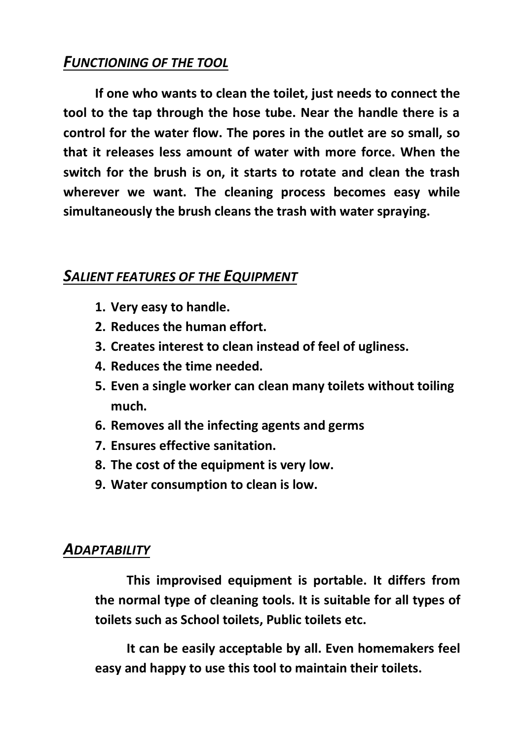## ***FUNCTIONING OF THE TOOL***

**If one who wants to clean the toilet, just needs to connect the tool to the tap through the hose tube. Near the handle there is a control for the water flow. The pores in the outlet are so small, so that it releases less amount of water with more force. When the switch for the brush is on, it starts to rotate and clean the trash wherever we want. The cleaning process becomes easy while simultaneously the brush cleans the trash with water spraying.**

## ***SALIENT FEATURES OF THE EQUIPMENT***

1. **Very easy to handle.**
2. **Reduces the human effort.**
3. **Creates interest to clean instead of feel of ugliness.**
4. **Reduces the time needed.**
5. **Even a single worker can clean many toilets without toiling much.**
6. **Removes all the infecting agents and germs**
7. **Ensures effective sanitation.**
8. **The cost of the equipment is very low.**
9. **Water consumption to clean is low.**

## ***ADAPTABILITY***

**This improvised equipment is portable. It differs from the normal type of cleaning tools. It is suitable for all types of toilets such as School toilets, Public toilets etc.**

**It can be easily acceptable by all. Even homemakers feel easy and happy to use this tool to maintain their toilets.**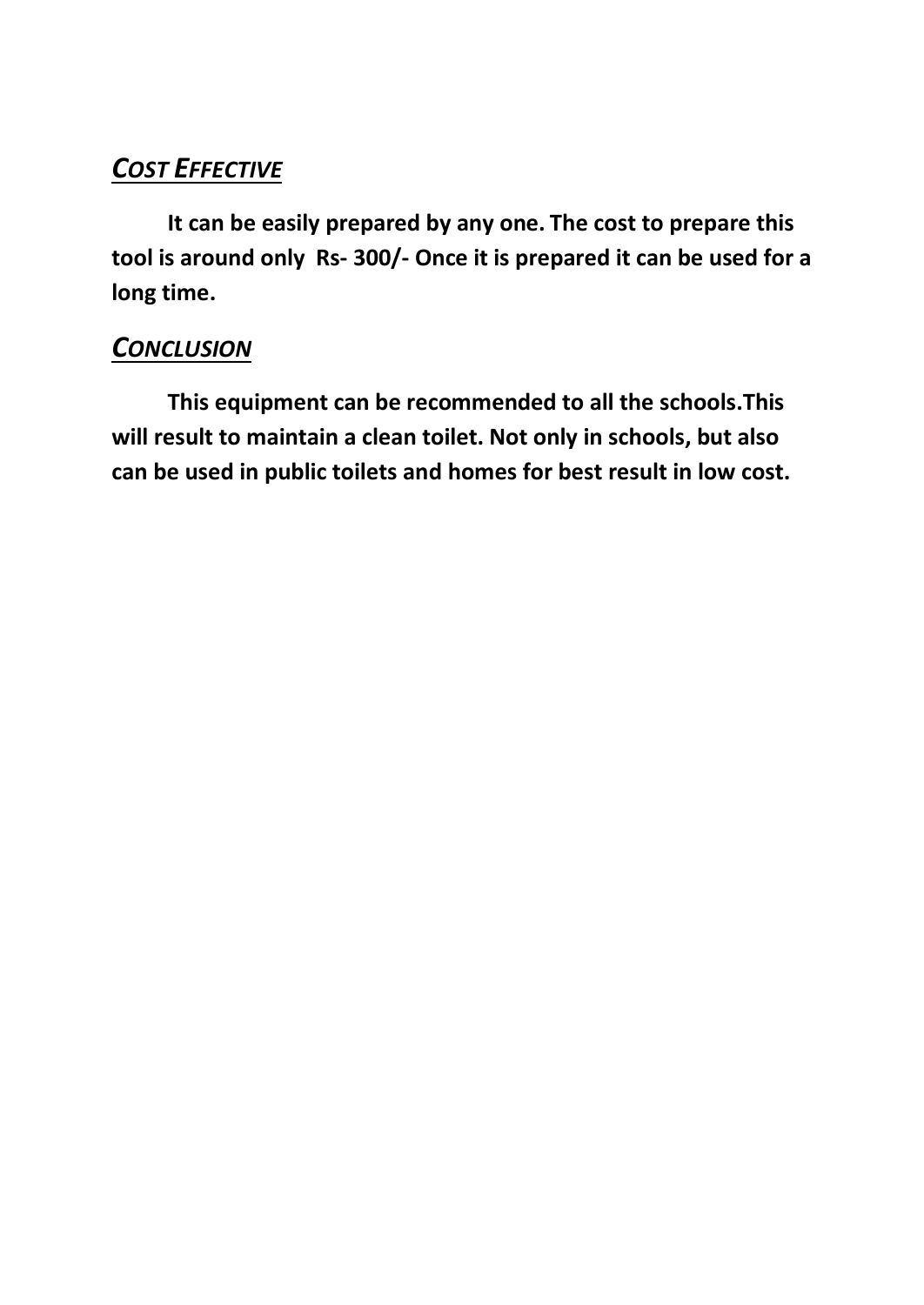## ***COST EFFECTIVE***

**It can be easily prepared by any one. The cost to prepare this tool is around only Rs- 300/- Once it is prepared it can be used for a long time.**

## ***CONCLUSION***

**This equipment can be recommended to all the schools.This will result to maintain a clean toilet. Not only in schools, but also can be used in public toilets and homes for best result in low cost.**